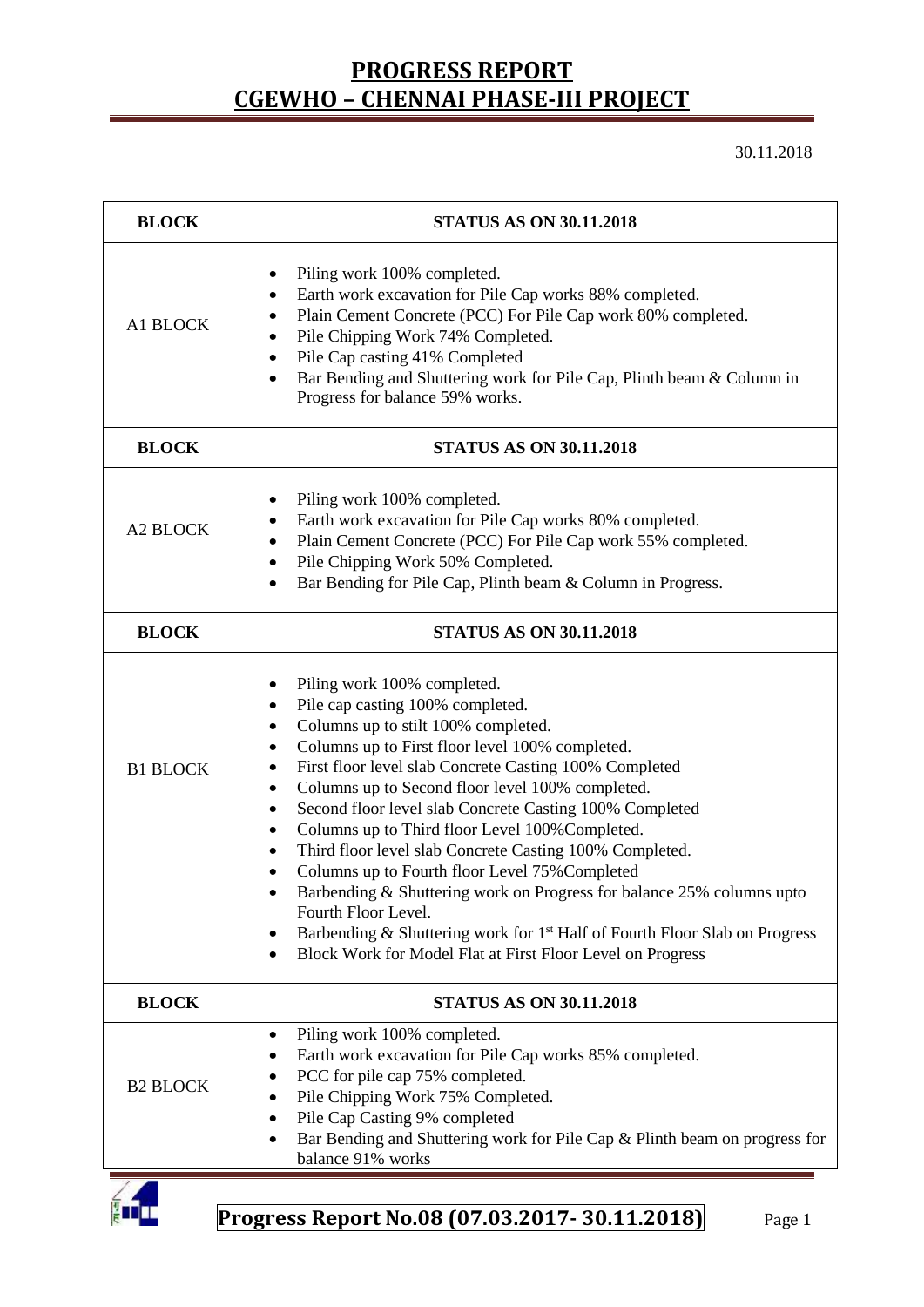# PROGRESS REPORT
# CGEWHO – CHENNAI PHASE-III PROJECT

30.11.2018

| BLOCK | STATUS AS ON 30.11.2018 |
|---|---|
| A1 BLOCK | • Piling work 100% completed.<br>• Earth work excavation for Pile Cap works 88% completed.<br>• Plain Cement Concrete (PCC) For Pile Cap work 80% completed.<br>• Pile Chipping Work 74% Completed.<br>• Pile Cap casting 41% Completed<br>• Bar Bending and Shuttering work for Pile Cap, Plinth beam & Column in Progress for balance 59% works. |
| **BLOCK** | **STATUS AS ON 30.11.2018** |
| A2 BLOCK | • Piling work 100% completed.<br>• Earth work excavation for Pile Cap works 80% completed.<br>• Plain Cement Concrete (PCC) For Pile Cap work 55% completed.<br>• Pile Chipping Work 50% Completed.<br>• Bar Bending for Pile Cap, Plinth beam & Column in Progress. |
| **BLOCK** | **STATUS AS ON 30.11.2018** |
| B1 BLOCK | • Piling work 100% completed.<br>• Pile cap casting 100% completed.<br>• Columns up to stilt 100% completed.<br>• Columns up to First floor level 100% completed.<br>• First floor level slab Concrete Casting 100% Completed<br>• Columns up to Second floor level 100% completed.<br>• Second floor level slab Concrete Casting 100% Completed<br>• Columns up to Third floor Level 100%Completed.<br>• Third floor level slab Concrete Casting 100% Completed.<br>• Columns up to Fourth floor Level 75%Completed<br>• Barbending & Shuttering work on Progress for balance 25% columns upto Fourth Floor Level.<br>• Barbending & Shuttering work for 1st Half of Fourth Floor Slab on Progress<br>• Block Work for Model Flat at First Floor Level on Progress |
| **BLOCK** | **STATUS AS ON 30.11.2018** |
| B2 BLOCK | • Piling work 100% completed.<br>• Earth work excavation for Pile Cap works 85% completed.<br>• PCC for pile cap 75% completed.<br>• Pile Chipping Work 75% Completed.<br>• Pile Cap Casting 9% completed<br>• Bar Bending and Shuttering work for Pile Cap & Plinth beam on progress for balance 91% works |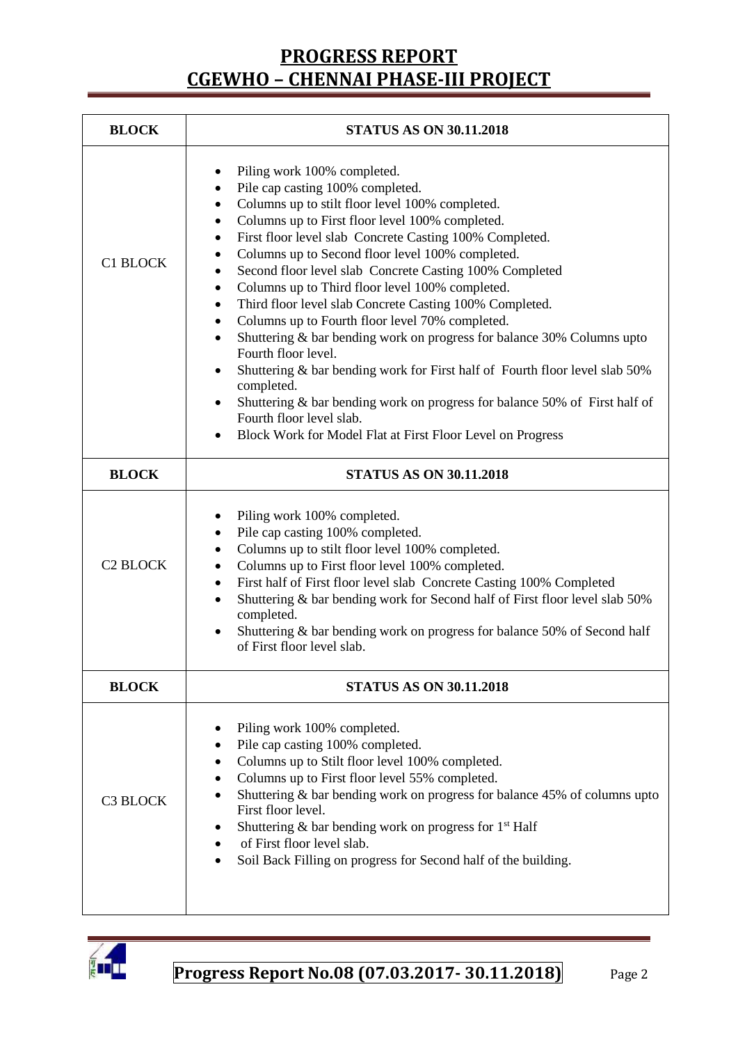# PROGRESS REPORT
# CGEWHO – CHENNAI PHASE-III PROJECT

| BLOCK | STATUS AS ON 30.11.2018 |
|---|---|
| C1 BLOCK | • Piling work 100% completed.<br>• Pile cap casting 100% completed.<br>• Columns up to stilt floor level 100% completed.<br>• Columns up to First floor level 100% completed.<br>• First floor level slab Concrete Casting 100% Completed.<br>• Columns up to Second floor level 100% completed.<br>• Second floor level slab Concrete Casting 100% Completed<br>• Columns up to Third floor level 100% completed.<br>• Third floor level slab Concrete Casting 100% Completed.<br>• Columns up to Fourth floor level 70% completed.<br>• Shuttering & bar bending work on progress for balance 30% Columns upto Fourth floor level.<br>• Shuttering & bar bending work for First half of Fourth floor level slab 50% completed.<br>• Shuttering & bar bending work on progress for balance 50% of First half of Fourth floor level slab.<br>• Block Work for Model Flat at First Floor Level on Progress |
| **BLOCK** | **STATUS AS ON 30.11.2018** |
| C2 BLOCK | • Piling work 100% completed.<br>• Pile cap casting 100% completed.<br>• Columns up to stilt floor level 100% completed.<br>• Columns up to First floor level 100% completed.<br>• First half of First floor level slab Concrete Casting 100% Completed<br>• Shuttering & bar bending work for Second half of First floor level slab 50% completed.<br>• Shuttering & bar bending work on progress for balance 50% of Second half of First floor level slab. |
| **BLOCK** | **STATUS AS ON 30.11.2018** |
| C3 BLOCK | • Piling work 100% completed.<br>• Pile cap casting 100% completed.<br>• Columns up to Stilt floor level 100% completed.<br>• Columns up to First floor level 55% completed.<br>• Shuttering & bar bending work on progress for balance 45% of columns upto First floor level.<br>• Shuttering & bar bending work on progress for 1st Half<br>• of First floor level slab.<br>• Soil Back Filling on progress for Second half of the building. |

**Progress Report No.08 (07.03.2017- 30.11.2018)**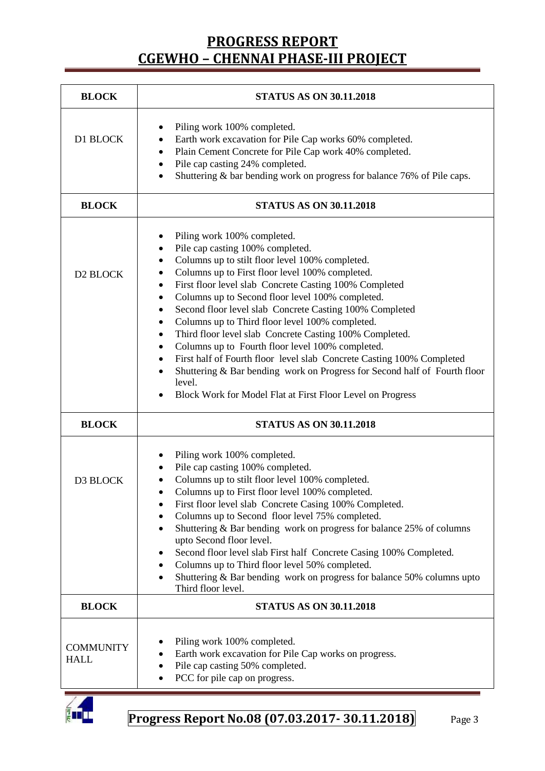# PROGRESS REPORT
# CGEWHO – CHENNAI PHASE-III PROJECT

| BLOCK | STATUS AS ON 30.11.2018 |
|---|---|
| D1 BLOCK | • Piling work 100% completed.<br>• Earth work excavation for Pile Cap works 60% completed.<br>• Plain Cement Concrete for Pile Cap work 40% completed.<br>• Pile cap casting 24% completed.<br>• Shuttering & bar bending work on progress for balance 76% of Pile caps. |
| **BLOCK** | **STATUS AS ON 30.11.2018** |
| D2 BLOCK | • Piling work 100% completed.<br>• Pile cap casting 100% completed.<br>• Columns up to stilt floor level 100% completed.<br>• Columns up to First floor level 100% completed.<br>• First floor level slab Concrete Casting 100% Completed<br>• Columns up to Second floor level 100% completed.<br>• Second floor level slab Concrete Casting 100% Completed<br>• Columns up to Third floor level 100% completed.<br>• Third floor level slab Concrete Casting 100% Completed.<br>• Columns up to Fourth floor level 100% completed.<br>• First half of Fourth floor level slab Concrete Casting 100% Completed<br>• Shuttering & Bar bending work on Progress for Second half of Fourth floor level.<br>• Block Work for Model Flat at First Floor Level on Progress |
| **BLOCK** | **STATUS AS ON 30.11.2018** |
| D3 BLOCK | • Piling work 100% completed.<br>• Pile cap casting 100% completed.<br>• Columns up to stilt floor level 100% completed.<br>• Columns up to First floor level 100% completed.<br>• First floor level slab Concrete Casing 100% Completed.<br>• Columns up to Second floor level 75% completed.<br>• Shuttering & Bar bending work on progress for balance 25% of columns upto Second floor level.<br>• Second floor level slab First half Concrete Casing 100% Completed.<br>• Columns up to Third floor level 50% completed.<br>• Shuttering & Bar bending work on progress for balance 50% columns upto Third floor level. |
| **BLOCK** | **STATUS AS ON 30.11.2018** |
| COMMUNITY HALL | • Piling work 100% completed.<br>• Earth work excavation for Pile Cap works on progress.<br>• Pile cap casting 50% completed.<br>• PCC for pile cap on progress. |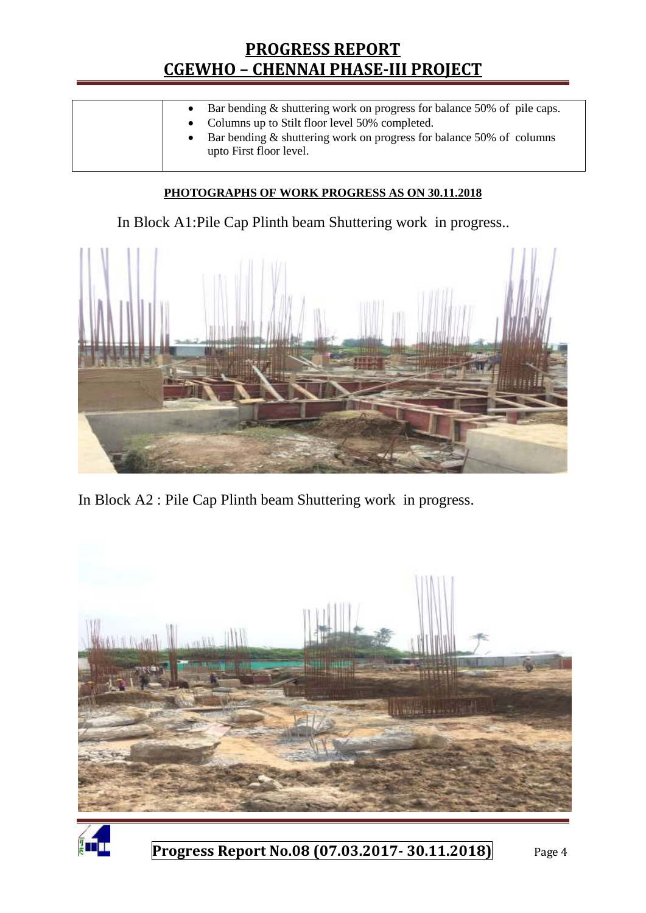| | • Bar bending & shuttering work on progress for balance 50% of pile caps.<br>• Columns up to Stilt floor level 50% completed.<br>• Bar bending & shuttering work on progress for balance 50% of columns upto First floor level. |
|---|---|

**PHOTOGRAPHS OF WORK PROGRESS AS ON 30.11.2018**

In Block A1:Pile Cap Plinth beam Shuttering work in progress..

In Block A2 : Pile Cap Plinth beam Shuttering work in progress.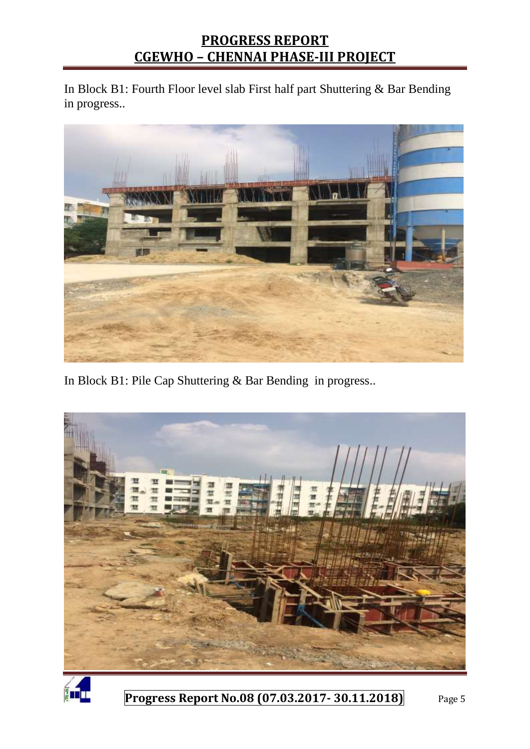In Block B1: Fourth Floor level slab First half part Shuttering & Bar Bending in progress..

In Block B1: Pile Cap Shuttering & Bar Bending in progress..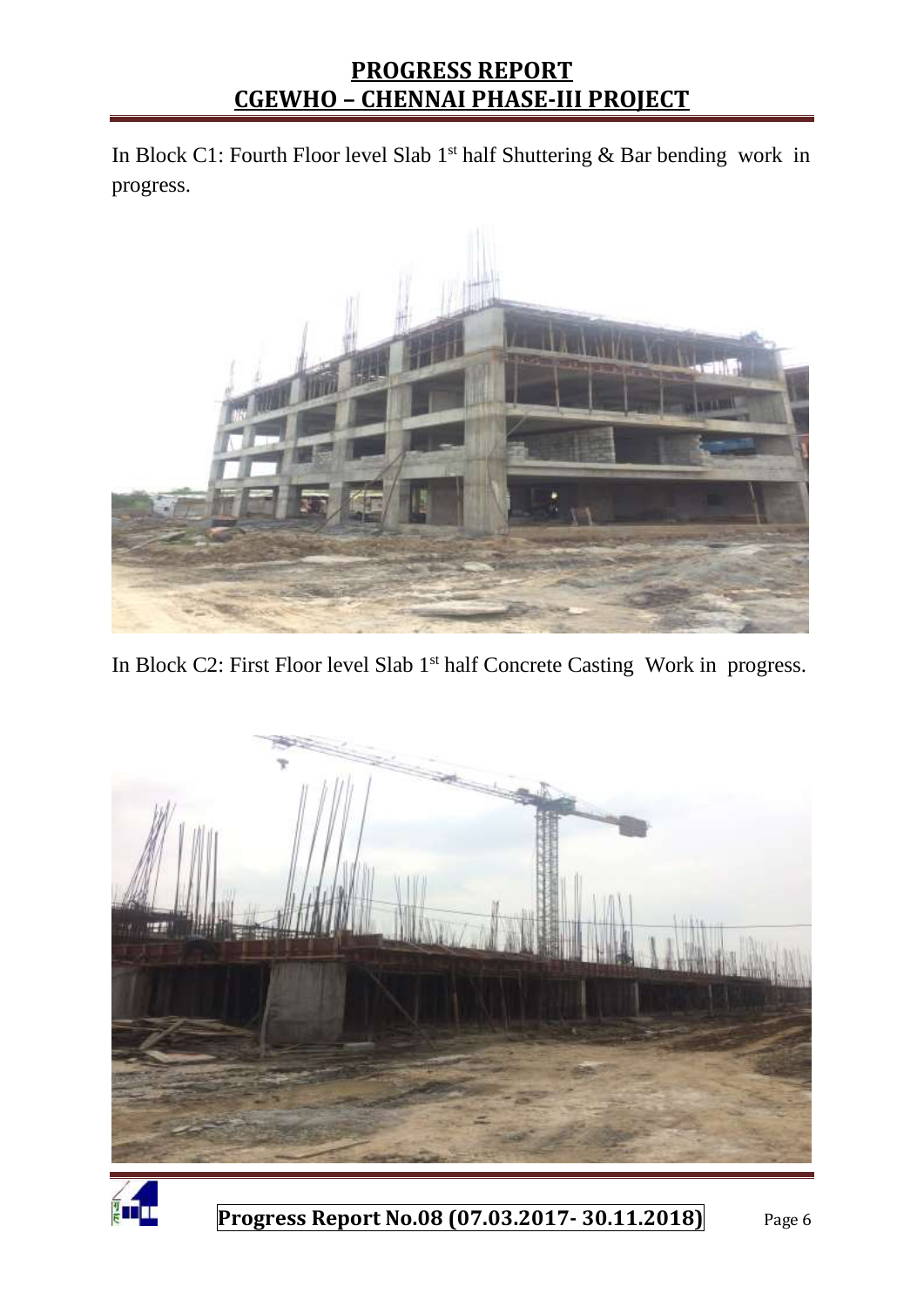In Block C1: Fourth Floor level Slab 1st half Shuttering & Bar bending work in progress.

In Block C2: First Floor level Slab 1st half Concrete Casting Work in progress.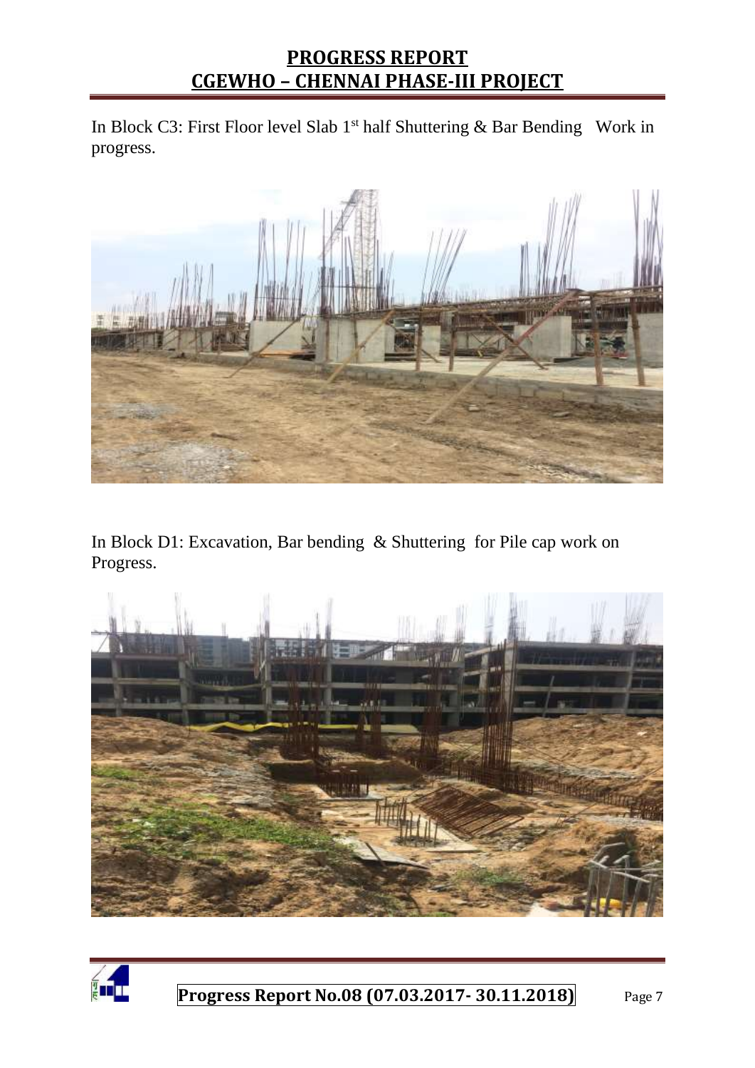In Block C3: First Floor level Slab 1st half Shuttering & Bar Bending Work in progress.

In Block D1: Excavation, Bar bending & Shuttering for Pile cap work on Progress.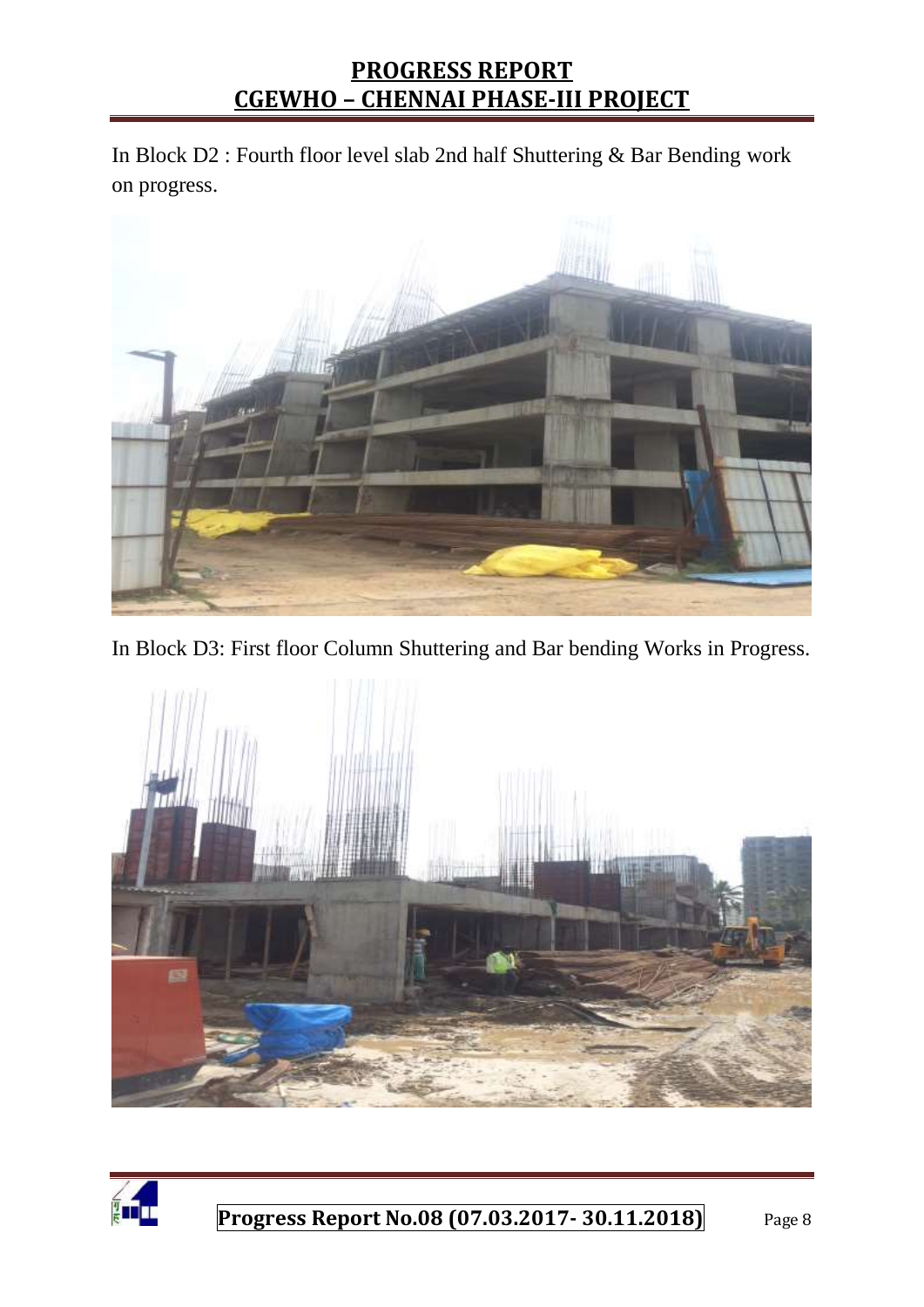In Block D2 : Fourth floor level slab 2nd half Shuttering & Bar Bending work on progress.

In Block D3: First floor Column Shuttering and Bar bending Works in Progress.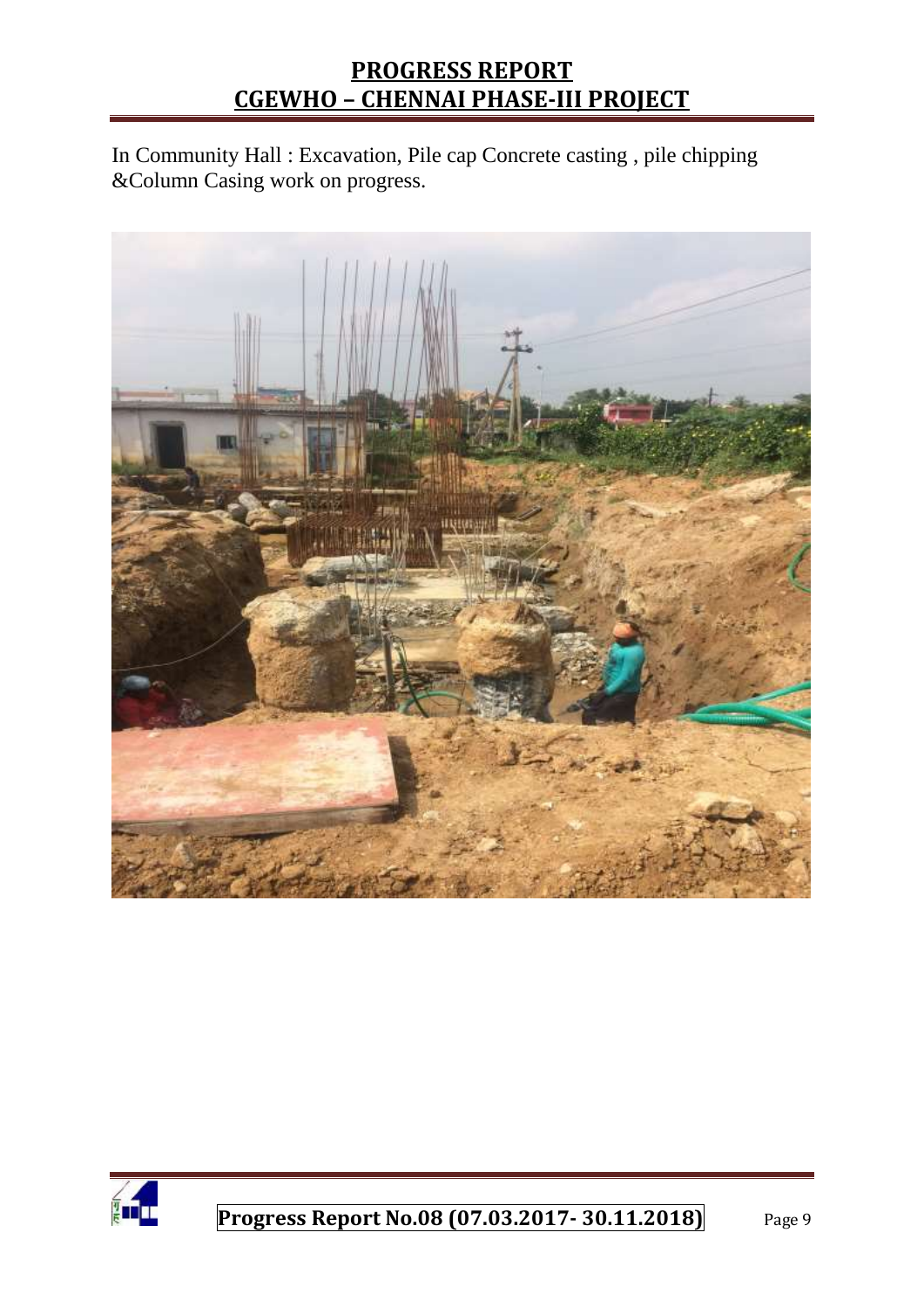In Community Hall : Excavation, Pile cap Concrete casting , pile chipping &Column Casing work on progress.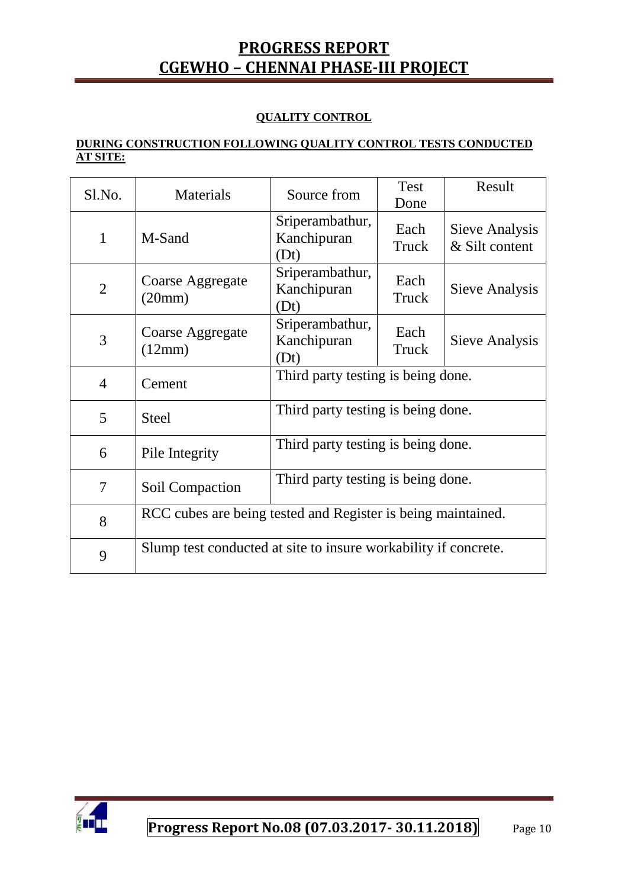## QUALITY CONTROL

**DURING CONSTRUCTION FOLLOWING QUALITY CONTROL TESTS CONDUCTED AT SITE:**

| Sl.No. | Materials | Source from | Test Done | Result |
|---|---|---|---|---|
| 1 | M-Sand | Sriperambathur, Kanchipuran (Dt) | Each Truck | Sieve Analysis & Silt content |
| 2 | Coarse Aggregate (20mm) | Sriperambathur, Kanchipuran (Dt) | Each Truck | Sieve Analysis |
| 3 | Coarse Aggregate (12mm) | Sriperambathur, Kanchipuran (Dt) | Each Truck | Sieve Analysis |
| 4 | Cement | Third party testing is being done. | | |
| 5 | Steel | Third party testing is being done. | | |
| 6 | Pile Integrity | Third party testing is being done. | | |
| 7 | Soil Compaction | Third party testing is being done. | | |
| 8 | RCC cubes are being tested and Register is being maintained. | | | |
| 9 | Slump test conducted at site to insure workability if concrete. | | | |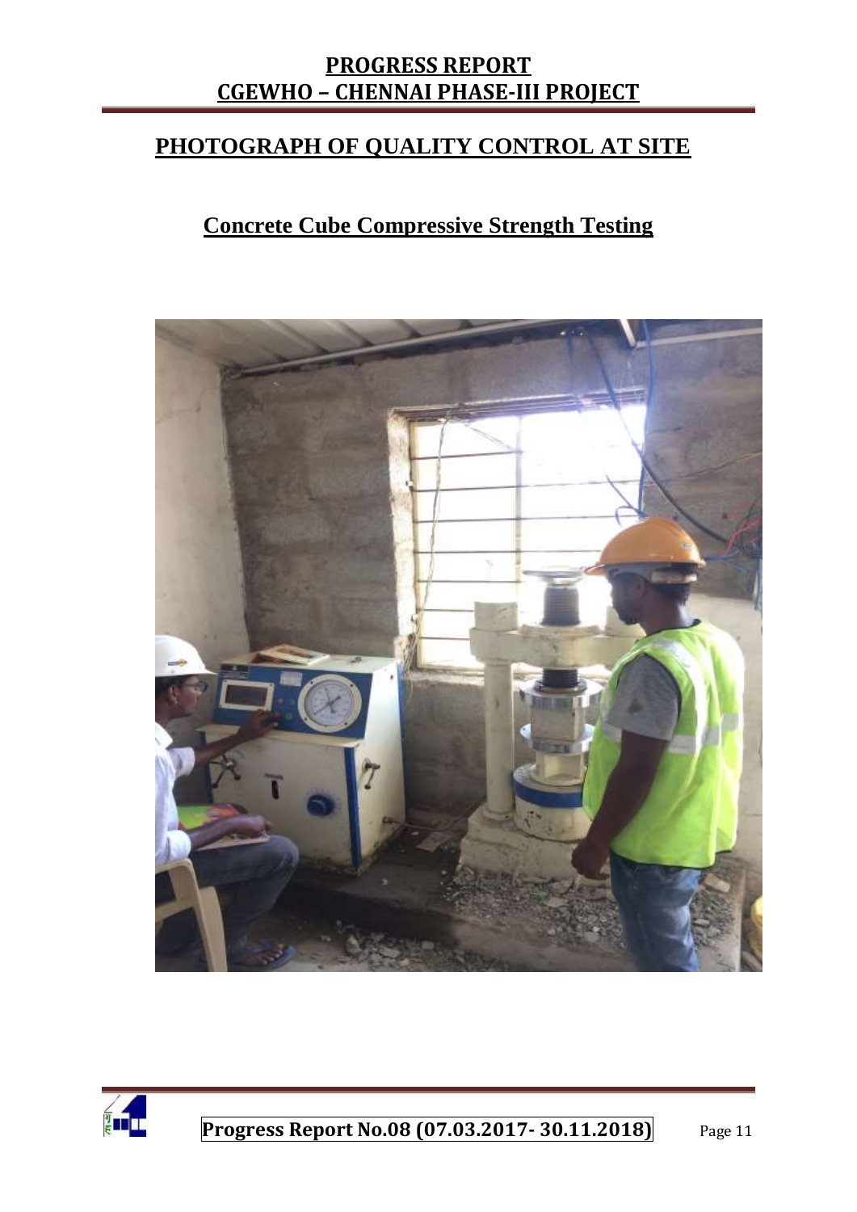## PHOTOGRAPH OF QUALITY CONTROL AT SITE

### Concrete Cube Compressive Strength Testing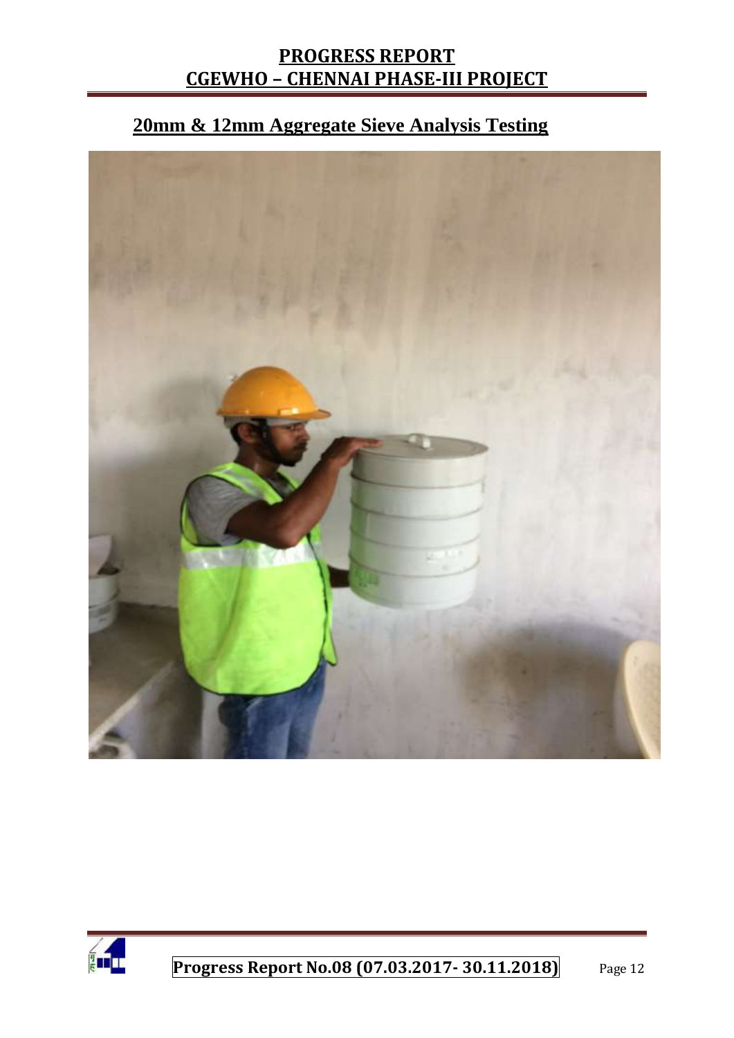## 20mm & 12mm Aggregate Sieve Analysis Testing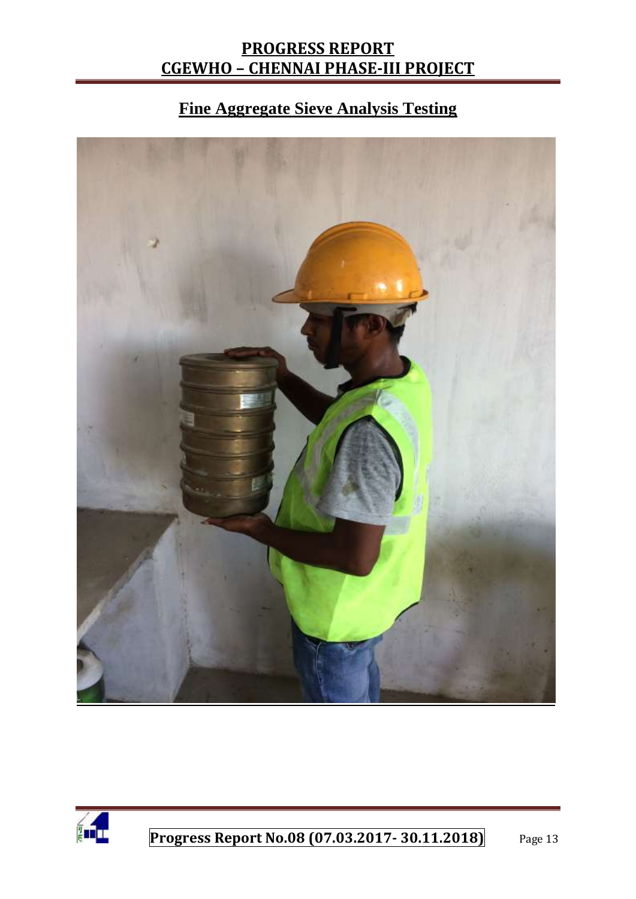## Fine Aggregate Sieve Analysis Testing